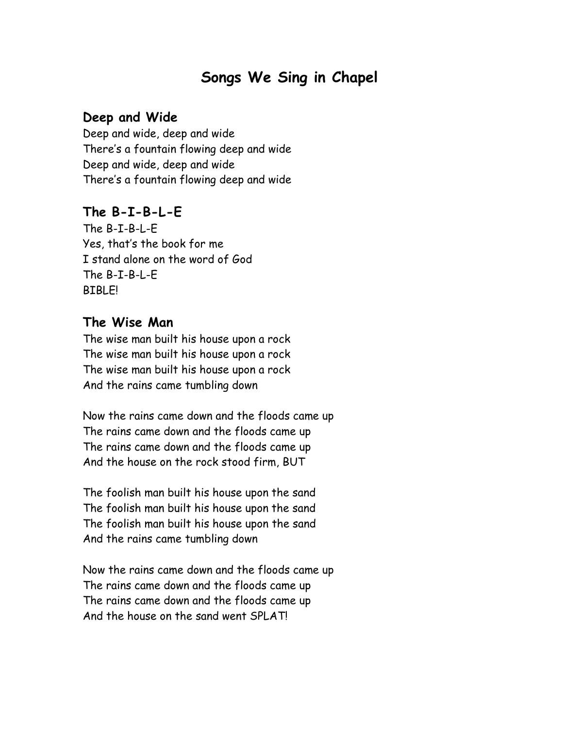# Songs We Sing in Chapel

## Deep and Wide

Deep and wide, deep and wide
There's a fountain flowing deep and wide
Deep and wide, deep and wide
There's a fountain flowing deep and wide

## The B-I-B-L-E

The B-I-B-L-E
Yes, that's the book for me
I stand alone on the word of God
The B-I-B-L-E
BIBLE!

## The Wise Man

The wise man built his house upon a rock
The wise man built his house upon a rock
The wise man built his house upon a rock
And the rains came tumbling down

Now the rains came down and the floods came up
The rains came down and the floods came up
The rains came down and the floods came up
And the house on the rock stood firm, BUT

The foolish man built his house upon the sand
The foolish man built his house upon the sand
The foolish man built his house upon the sand
And the rains came tumbling down

Now the rains came down and the floods came up
The rains came down and the floods came up
The rains came down and the floods came up
And the house on the sand went SPLAT!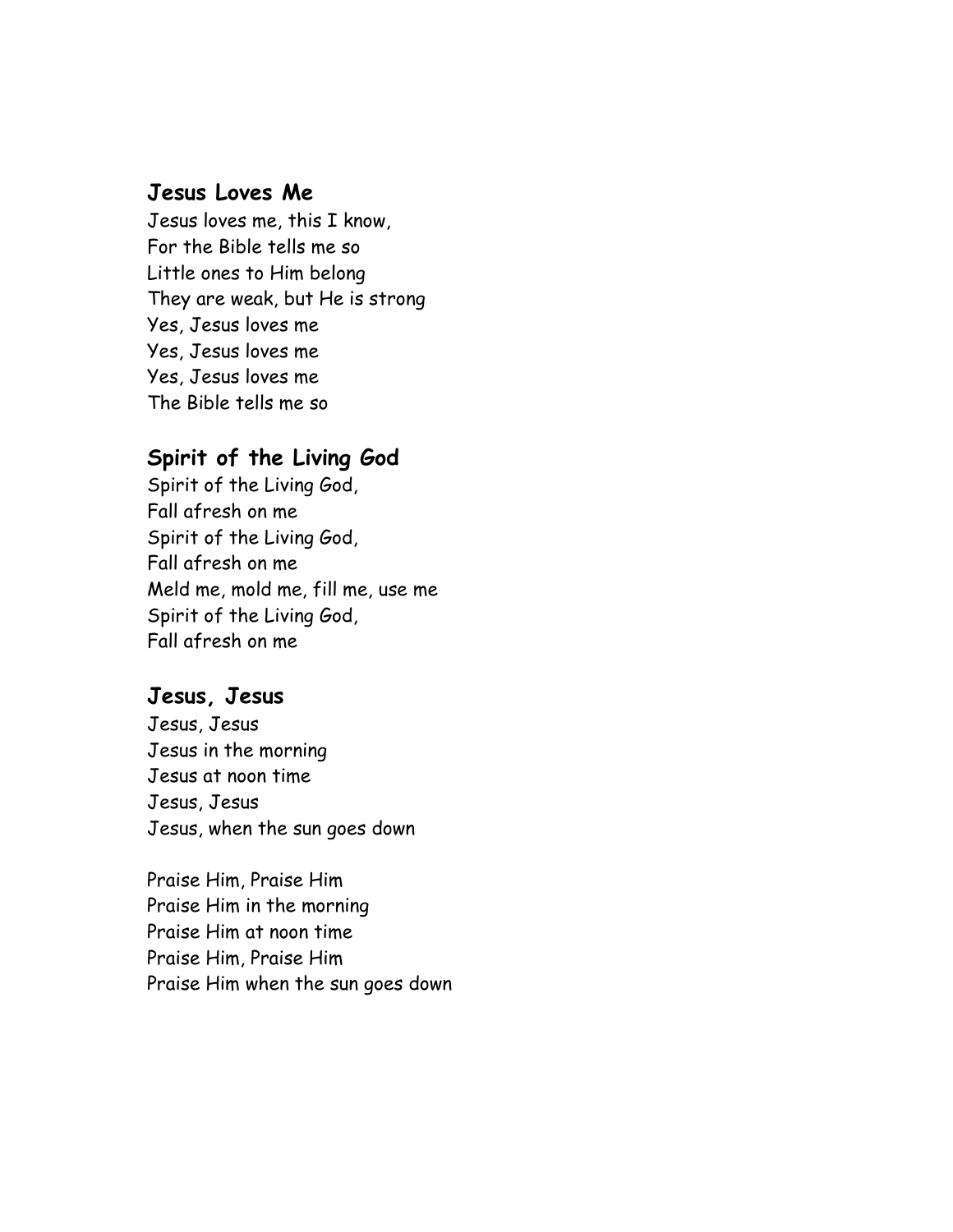## Jesus Loves Me

Jesus loves me, this I know,
For the Bible tells me so
Little ones to Him belong
They are weak, but He is strong
Yes, Jesus loves me
Yes, Jesus loves me
Yes, Jesus loves me
The Bible tells me so

## Spirit of the Living God

Spirit of the Living God,
Fall afresh on me
Spirit of the Living God,
Fall afresh on me
Meld me, mold me, fill me, use me
Spirit of the Living God,
Fall afresh on me

## Jesus, Jesus

Jesus, Jesus
Jesus in the morning
Jesus at noon time
Jesus, Jesus
Jesus, when the sun goes down

Praise Him, Praise Him
Praise Him in the morning
Praise Him at noon time
Praise Him, Praise Him
Praise Him when the sun goes down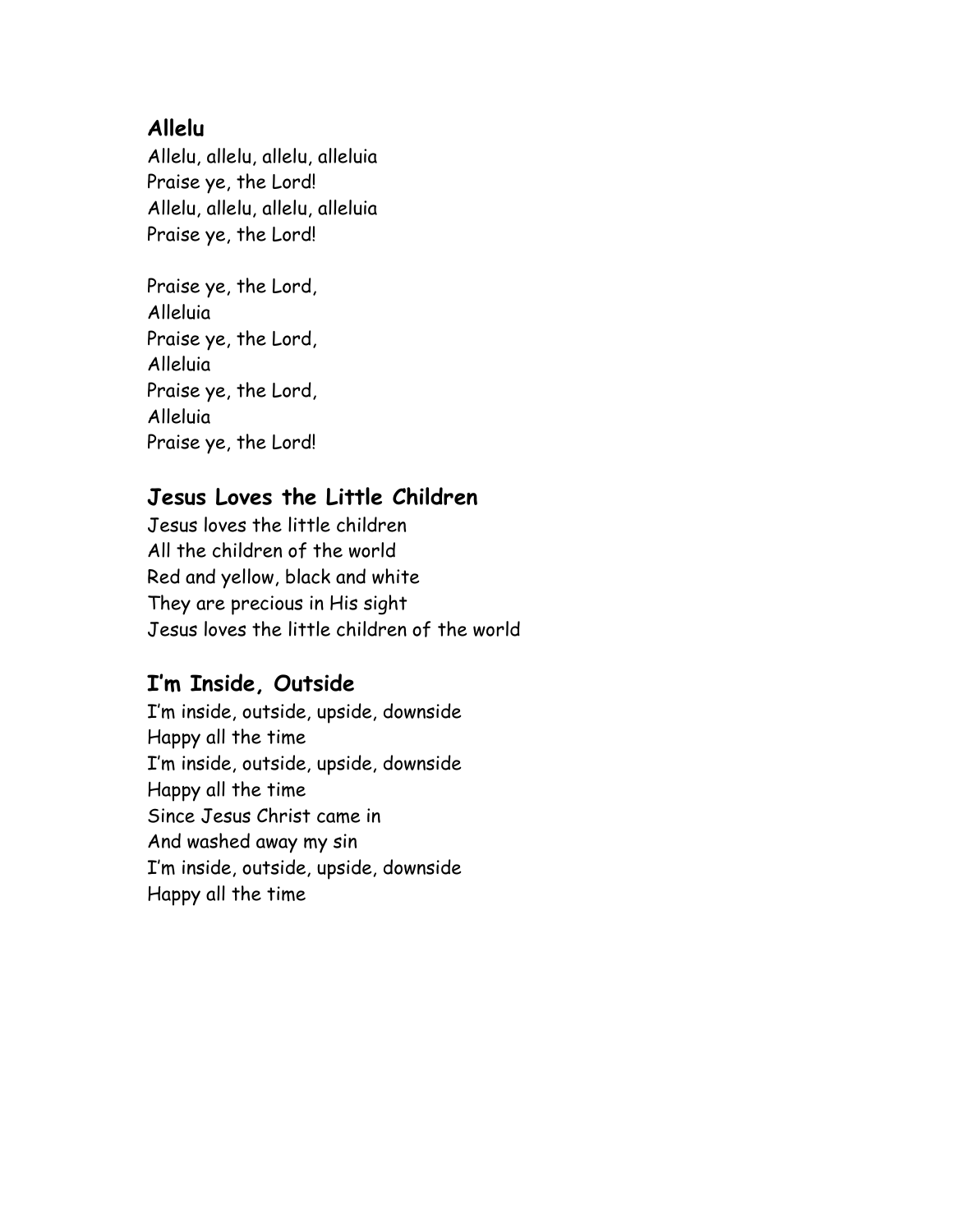## Allelu

Allelu, allelu, allelu, alleluia
Praise ye, the Lord!
Allelu, allelu, allelu, alleluia
Praise ye, the Lord!

Praise ye, the Lord,
Alleluia
Praise ye, the Lord,
Alleluia
Praise ye, the Lord,
Alleluia
Praise ye, the Lord!

## Jesus Loves the Little Children

Jesus loves the little children
All the children of the world
Red and yellow, black and white
They are precious in His sight
Jesus loves the little children of the world

## I'm Inside, Outside

I'm inside, outside, upside, downside
Happy all the time
I'm inside, outside, upside, downside
Happy all the time
Since Jesus Christ came in
And washed away my sin
I'm inside, outside, upside, downside
Happy all the time